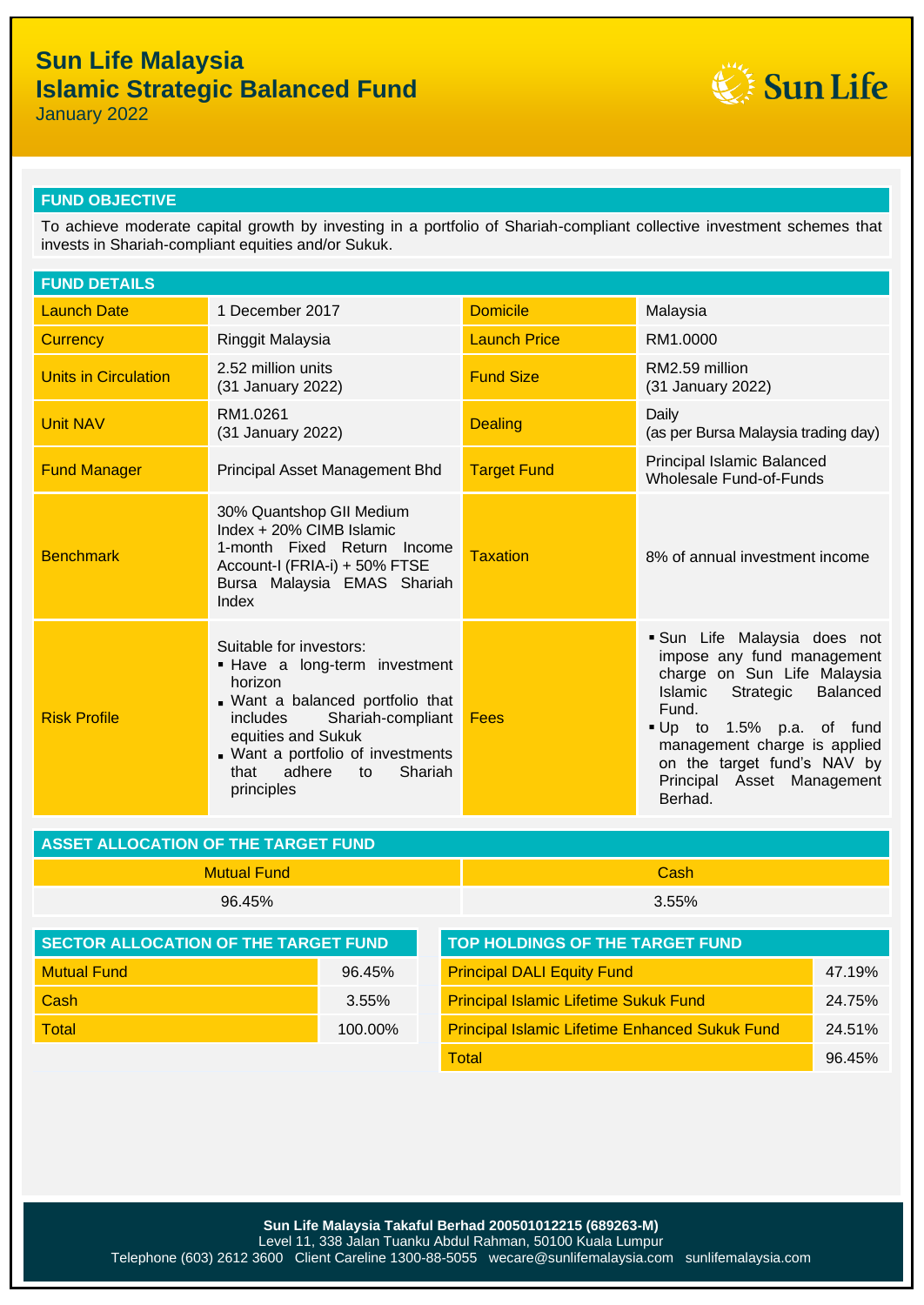# Sun Life Malaysia
# Islamic Strategic Balanced Fund

January 2022

## FUND OBJECTIVE

To achieve moderate capital growth by investing in a portfolio of Shariah-compliant collective investment schemes that invests in Shariah-compliant equities and/or Sukuk.

## FUND DETAILS

| | | | |
|---|---|---|---|
| Launch Date | 1 December 2017 | Domicile | Malaysia |
| Currency | Ringgit Malaysia | Launch Price | RM1.0000 |
| Units in Circulation | 2.52 million units (31 January 2022) | Fund Size | RM2.59 million (31 January 2022) |
| Unit NAV | RM1.0261 (31 January 2022) | Dealing | Daily (as per Bursa Malaysia trading day) |
| Fund Manager | Principal Asset Management Bhd | Target Fund | Principal Islamic Balanced Wholesale Fund-of-Funds |
| Benchmark | 30% Quantshop GII Medium Index + 20% CIMB Islamic 1-month Fixed Return Income Account-I (FRIA-i) + 50% FTSE Bursa Malaysia EMAS Shariah Index | Taxation | 8% of annual investment income |
| Risk Profile | Suitable for investors:<br>▪ Have a long-term investment horizon<br>▪ Want a balanced portfolio that includes Shariah-compliant equities and Sukuk<br>▪ Want a portfolio of investments that adhere to Shariah principles | Fees | ▪ Sun Life Malaysia does not impose any fund management charge on Sun Life Malaysia Islamic Strategic Balanced Fund.<br>▪ Up to 1.5% p.a. of fund management charge is applied on the target fund's NAV by Principal Asset Management Berhad. |

## ASSET ALLOCATION OF THE TARGET FUND

| Mutual Fund | Cash |
|---|---|
| 96.45% | 3.55% |

## SECTOR ALLOCATION OF THE TARGET FUND

| | |
|---|---|
| Mutual Fund | 96.45% |
| Cash | 3.55% |
| Total | 100.00% |

## TOP HOLDINGS OF THE TARGET FUND

| | |
|---|---|
| Principal DALI Equity Fund | 47.19% |
| Principal Islamic Lifetime Sukuk Fund | 24.75% |
| Principal Islamic Lifetime Enhanced Sukuk Fund | 24.51% |
| Total | 96.45% |

**Sun Life Malaysia Takaful Berhad 200501012215 (689263-M)**
Level 11, 338 Jalan Tuanku Abdul Rahman, 50100 Kuala Lumpur
Telephone (603) 2612 3600 Client Careline 1300-88-5055 wecare@sunlifemalaysia.com sunlifemalaysia.com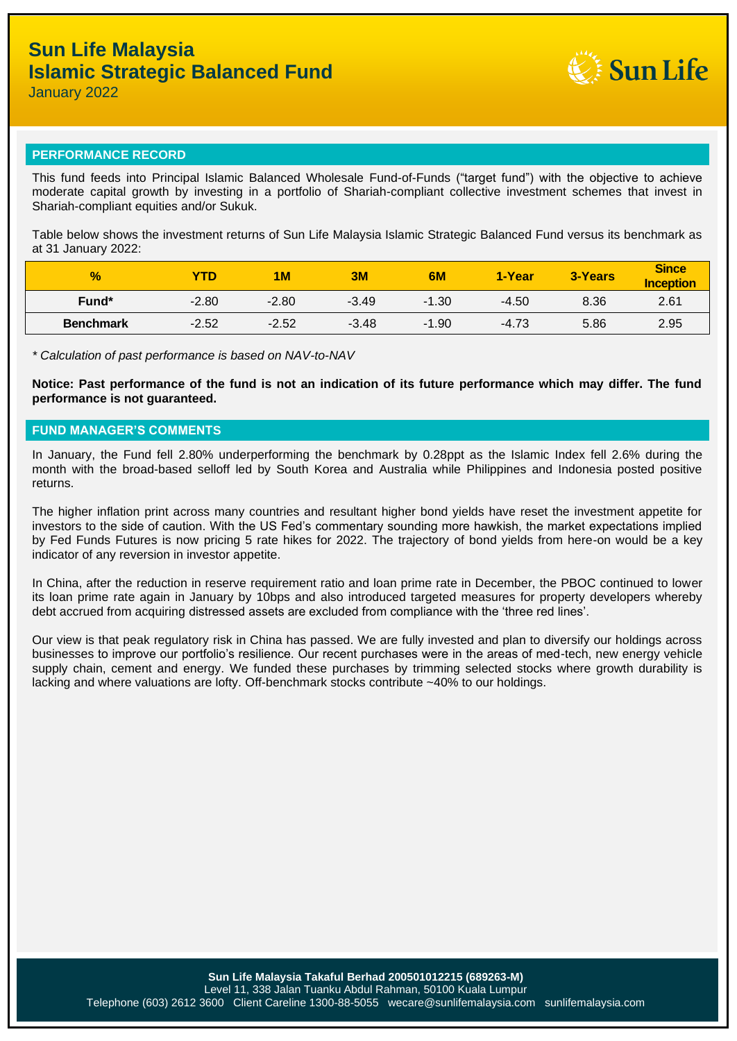# Sun Life Malaysia Islamic Strategic Balanced Fund

January 2022

## PERFORMANCE RECORD

This fund feeds into Principal Islamic Balanced Wholesale Fund-of-Funds ("target fund") with the objective to achieve moderate capital growth by investing in a portfolio of Shariah-compliant collective investment schemes that invest in Shariah-compliant equities and/or Sukuk.

Table below shows the investment returns of Sun Life Malaysia Islamic Strategic Balanced Fund versus its benchmark as at 31 January 2022:

| % | YTD | 1M | 3M | 6M | 1-Year | 3-Years | Since Inception |
|---|---|---|---|---|---|---|---|
| **Fund*** | -2.80 | -2.80 | -3.49 | -1.30 | -4.50 | 8.36 | 2.61 |
| **Benchmark** | -2.52 | -2.52 | -3.48 | -1.90 | -4.73 | 5.86 | 2.95 |

*\* Calculation of past performance is based on NAV-to-NAV*

**Notice: Past performance of the fund is not an indication of its future performance which may differ. The fund performance is not guaranteed.**

## FUND MANAGER'S COMMENTS

In January, the Fund fell 2.80% underperforming the benchmark by 0.28ppt as the Islamic Index fell 2.6% during the month with the broad-based selloff led by South Korea and Australia while Philippines and Indonesia posted positive returns.

The higher inflation print across many countries and resultant higher bond yields have reset the investment appetite for investors to the side of caution. With the US Fed's commentary sounding more hawkish, the market expectations implied by Fed Funds Futures is now pricing 5 rate hikes for 2022. The trajectory of bond yields from here-on would be a key indicator of any reversion in investor appetite.

In China, after the reduction in reserve requirement ratio and loan prime rate in December, the PBOC continued to lower its loan prime rate again in January by 10bps and also introduced targeted measures for property developers whereby debt accrued from acquiring distressed assets are excluded from compliance with the 'three red lines'.

Our view is that peak regulatory risk in China has passed. We are fully invested and plan to diversify our holdings across businesses to improve our portfolio's resilience. Our recent purchases were in the areas of med-tech, new energy vehicle supply chain, cement and energy. We funded these purchases by trimming selected stocks where growth durability is lacking and where valuations are lofty. Off-benchmark stocks contribute ~40% to our holdings.

**Sun Life Malaysia Takaful Berhad 200501012215 (689263-M)**
Level 11, 338 Jalan Tuanku Abdul Rahman, 50100 Kuala Lumpur
Telephone (603) 2612 3600 Client Careline 1300-88-5055 wecare@sunlifemalaysia.com sunlifemalaysia.com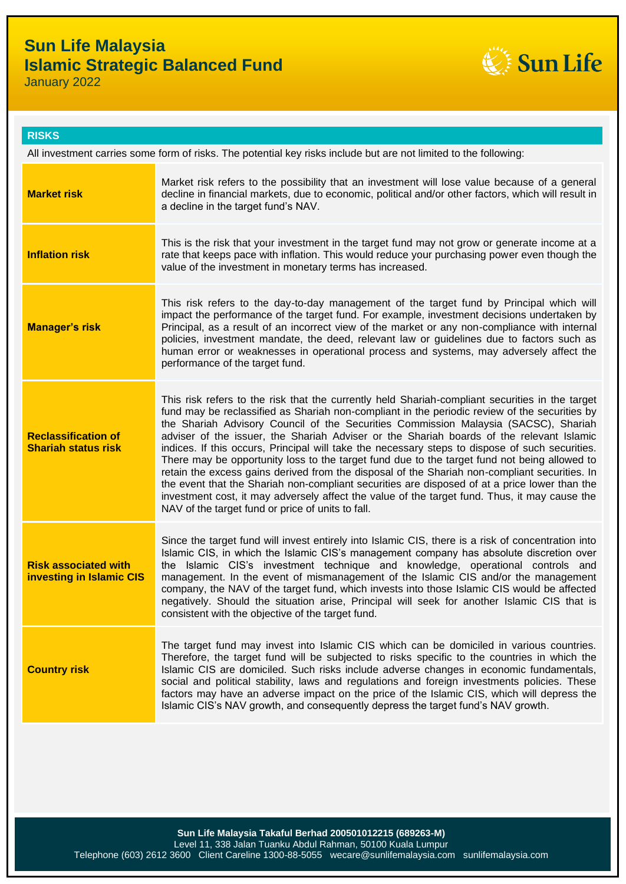# Sun Life Malaysia
# Islamic Strategic Balanced Fund

January 2022

## RISKS

All investment carries some form of risks. The potential key risks include but are not limited to the following:

| Risk | Description |
|---|---|
| **Market risk** | Market risk refers to the possibility that an investment will lose value because of a general decline in financial markets, due to economic, political and/or other factors, which will result in a decline in the target fund's NAV. |
| **Inflation risk** | This is the risk that your investment in the target fund may not grow or generate income at a rate that keeps pace with inflation. This would reduce your purchasing power even though the value of the investment in monetary terms has increased. |
| **Manager's risk** | This risk refers to the day-to-day management of the target fund by Principal which will impact the performance of the target fund. For example, investment decisions undertaken by Principal, as a result of an incorrect view of the market or any non-compliance with internal policies, investment mandate, the deed, relevant law or guidelines due to factors such as human error or weaknesses in operational process and systems, may adversely affect the performance of the target fund. |
| **Reclassification of Shariah status risk** | This risk refers to the risk that the currently held Shariah-compliant securities in the target fund may be reclassified as Shariah non-compliant in the periodic review of the securities by the Shariah Advisory Council of the Securities Commission Malaysia (SACSC), Shariah adviser of the issuer, the Shariah Adviser or the Shariah boards of the relevant Islamic indices. If this occurs, Principal will take the necessary steps to dispose of such securities. There may be opportunity loss to the target fund due to the target fund not being allowed to retain the excess gains derived from the disposal of the Shariah non-compliant securities. In the event that the Shariah non-compliant securities are disposed of at a price lower than the investment cost, it may adversely affect the value of the target fund. Thus, it may cause the NAV of the target fund or price of units to fall. |
| **Risk associated with investing in Islamic CIS** | Since the target fund will invest entirely into Islamic CIS, there is a risk of concentration into Islamic CIS, in which the Islamic CIS's management company has absolute discretion over the Islamic CIS's investment technique and knowledge, operational controls and management. In the event of mismanagement of the Islamic CIS and/or the management company, the NAV of the target fund, which invests into those Islamic CIS would be affected negatively. Should the situation arise, Principal will seek for another Islamic CIS that is consistent with the objective of the target fund. |
| **Country risk** | The target fund may invest into Islamic CIS which can be domiciled in various countries. Therefore, the target fund will be subjected to risks specific to the countries in which the Islamic CIS are domiciled. Such risks include adverse changes in economic fundamentals, social and political stability, laws and regulations and foreign investments policies. These factors may have an adverse impact on the price of the Islamic CIS, which will depress the Islamic CIS's NAV growth, and consequently depress the target fund's NAV growth. |

**Sun Life Malaysia Takaful Berhad 200501012215 (689263-M)**
Level 11, 338 Jalan Tuanku Abdul Rahman, 50100 Kuala Lumpur
Telephone (603) 2612 3600 Client Careline 1300-88-5055 wecare@sunlifemalaysia.com sunlifemalaysia.com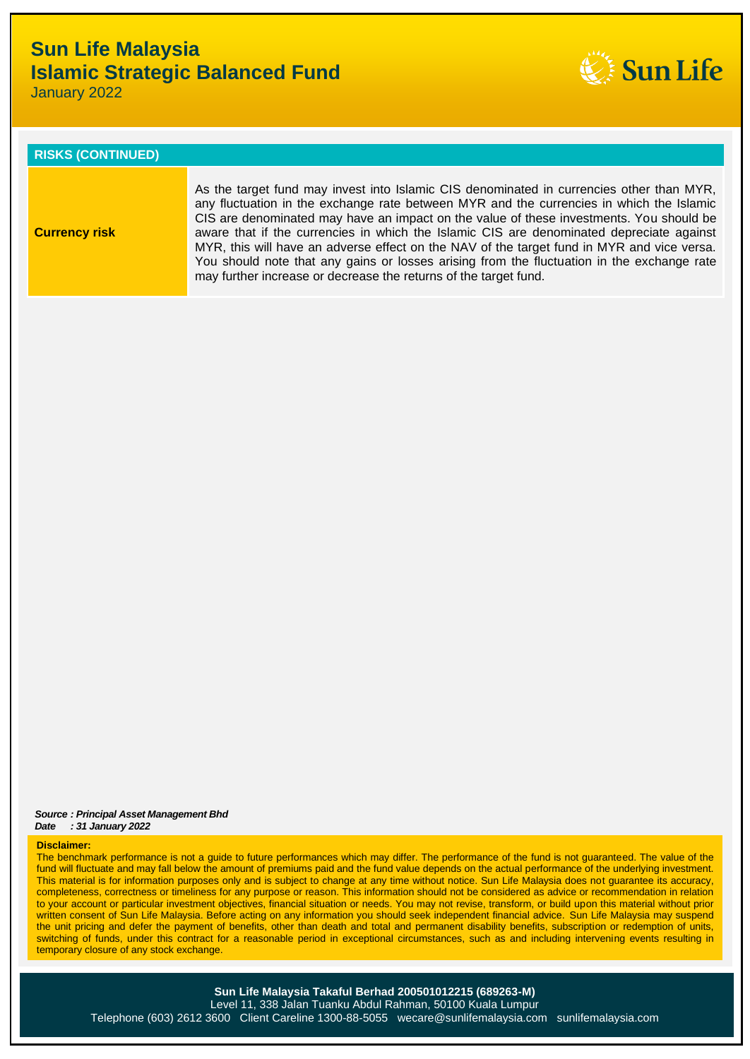## RISKS (CONTINUED)

| | |
|---|---|
| **Currency risk** | As the target fund may invest into Islamic CIS denominated in currencies other than MYR, any fluctuation in the exchange rate between MYR and the currencies in which the Islamic CIS are denominated may have an impact on the value of these investments. You should be aware that if the currencies in which the Islamic CIS are denominated depreciate against MYR, this will have an adverse effect on the NAV of the target fund in MYR and vice versa. You should note that any gains or losses arising from the fluctuation in the exchange rate may further increase or decrease the returns of the target fund. |

***Source : Principal Asset Management Bhd***
***Date : 31 January 2022***

**Disclaimer:**
The benchmark performance is not a guide to future performances which may differ. The performance of the fund is not guaranteed. The value of the fund will fluctuate and may fall below the amount of premiums paid and the fund value depends on the actual performance of the underlying investment. This material is for information purposes only and is subject to change at any time without notice. Sun Life Malaysia does not guarantee its accuracy, completeness, correctness or timeliness for any purpose or reason. This information should not be considered as advice or recommendation in relation to your account or particular investment objectives, financial situation or needs. You may not revise, transform, or build upon this material without prior written consent of Sun Life Malaysia. Before acting on any information you should seek independent financial advice. Sun Life Malaysia may suspend the unit pricing and defer the payment of benefits, other than death and total and permanent disability benefits, subscription or redemption of units, switching of funds, under this contract for a reasonable period in exceptional circumstances, such as and including intervening events resulting in temporary closure of any stock exchange.

**Sun Life Malaysia Takaful Berhad 200501012215 (689263-M)**
Level 11, 338 Jalan Tuanku Abdul Rahman, 50100 Kuala Lumpur
Telephone (603) 2612 3600 Client Careline 1300-88-5055 wecare@sunlifemalaysia.com sunlifemalaysia.com